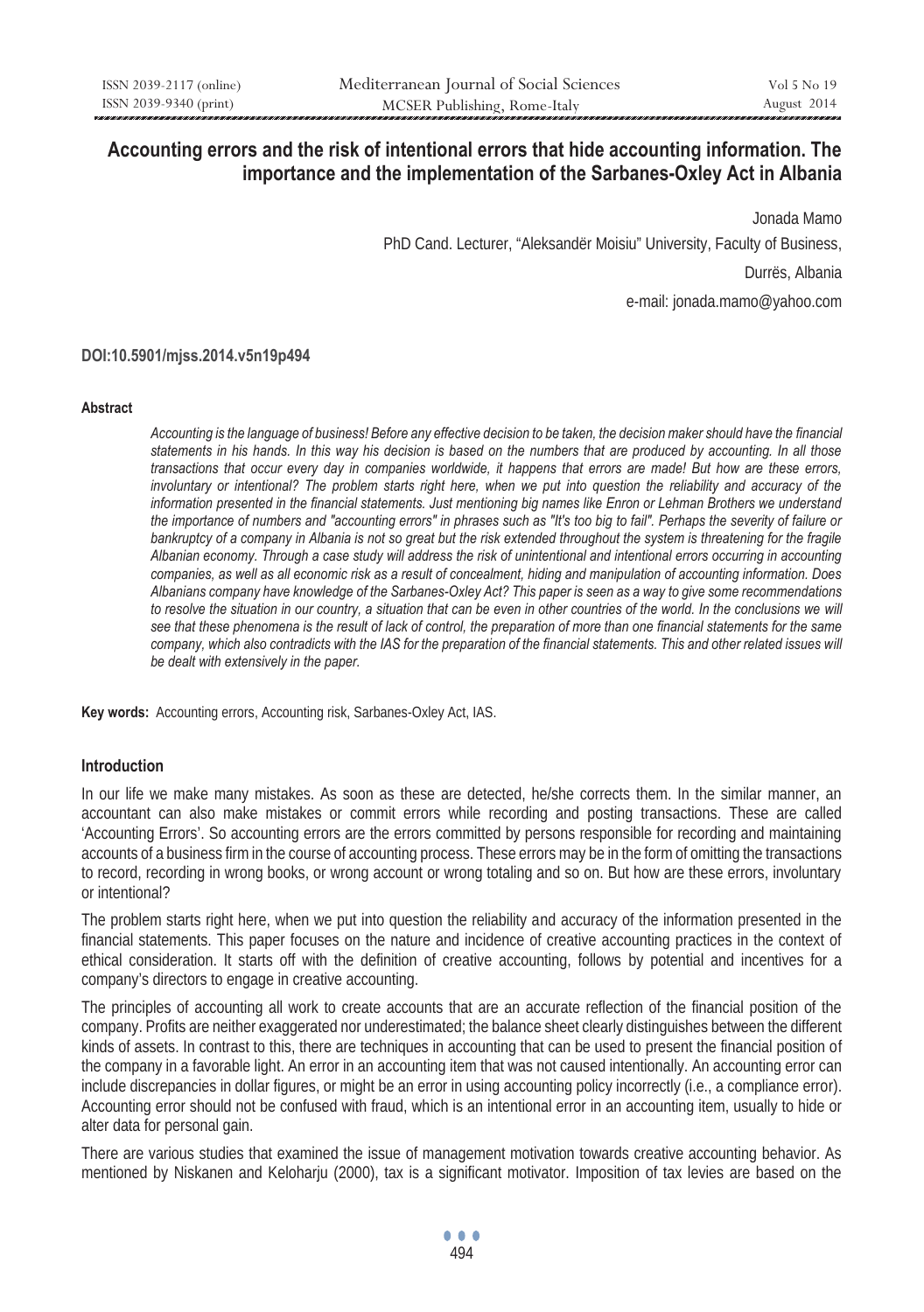# Accounting errors and the risk of intentional errors that hide accounting information. The importance and the implementation of the Sarbanes-Oxley Act in Albania

Jonada Mamo

PhD Cand. Lecturer, "Aleksandër Moisiu" University, Faculty of Business,

Durrës, Albania

e-mail: jonada.mamo@yahoo.com

**DOI:10.5901/mjss.2014.v5n19p494**

#### Abstract

*Accounting is the language of business! Before any effective decision to be taken, the decision maker should have the financial statements in his hands. In this way his decision is based on the numbers that are produced by accounting. In all those transactions that occur every day in companies worldwide, it happens that errors are made! But how are these errors, involuntary or intentional? The problem starts right here, when we put into question the reliability and accuracy of the information presented in the financial statements. Just mentioning big names like Enron or Lehman Brothers we understand the importance of numbers and "accounting errors" in phrases such as "It's too big to fail". Perhaps the severity of failure or bankruptcy of a company in Albania is not so great but the risk extended throughout the system is threatening for the fragile Albanian economy. Through a case study will address the risk of unintentional and intentional errors occurring in accounting companies, as well as all economic risk as a result of concealment, hiding and manipulation of accounting information. Does Albanians company have knowledge of the Sarbanes-Oxley Act? This paper is seen as a way to give some recommendations to resolve the situation in our country, a situation that can be even in other countries of the world. In the conclusions we will see that these phenomena is the result of lack of control, the preparation of more than one financial statements for the same company, which also contradicts with the IAS for the preparation of the financial statements. This and other related issues will be dealt with extensively in the paper.*

**Key words:** Accounting errors, Accounting risk, Sarbanes-Oxley Act, IAS.

## Introduction

In our life we make many mistakes. As soon as these are detected, he/she corrects them. In the similar manner, an accountant can also make mistakes or commit errors while recording and posting transactions. These are called 'Accounting Errors'. So accounting errors are the errors committed by persons responsible for recording and maintaining accounts of a business firm in the course of accounting process. These errors may be in the form of omitting the transactions to record, recording in wrong books, or wrong account or wrong totaling and so on. But how are these errors, involuntary or intentional?

The problem starts right here, when we put into question the reliability and accuracy of the information presented in the financial statements. This paper focuses on the nature and incidence of creative accounting practices in the context of ethical consideration. It starts off with the definition of creative accounting, follows by potential and incentives for a company's directors to engage in creative accounting.

The principles of accounting all work to create accounts that are an accurate reflection of the financial position of the company. Profits are neither exaggerated nor underestimated; the balance sheet clearly distinguishes between the different kinds of assets. In contrast to this, there are techniques in accounting that can be used to present the financial position of the company in a favorable light. An error in an accounting item that was not caused intentionally. An accounting error can include discrepancies in dollar figures, or might be an error in using accounting policy incorrectly (i.e., a compliance error). Accounting error should not be confused with fraud, which is an intentional error in an accounting item, usually to hide or alter data for personal gain.

There are various studies that examined the issue of management motivation towards creative accounting behavior. As mentioned by Niskanen and Keloharju (2000), tax is a significant motivator. Imposition of tax levies are based on the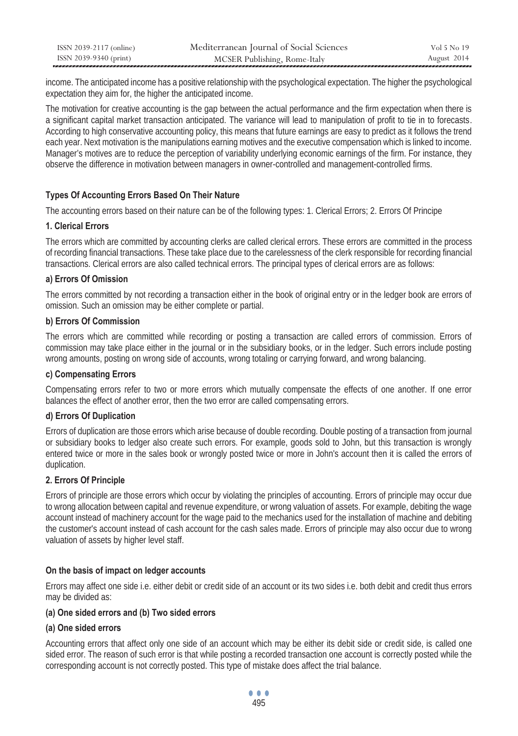income. The anticipated income has a positive relationship with the psychological expectation. The higher the psychological expectation they aim for, the higher the anticipated income.

The motivation for creative accounting is the gap between the actual performance and the firm expectation when there is a significant capital market transaction anticipated. The variance will lead to manipulation of profit to tie in to forecasts. According to high conservative accounting policy, this means that future earnings are easy to predict as it follows the trend each year. Next motivation is the manipulations earning motives and the executive compensation which is linked to income. Manager's motives are to reduce the perception of variability underlying economic earnings of the firm. For instance, they observe the difference in motivation between managers in owner-controlled and management-controlled firms.

### Types Of Accounting Errors Based On Their Nature

The accounting errors based on their nature can be of the following types: 1. Clerical Errors; 2. Errors Of Principe

#### 1. Clerical Errors

The errors which are committed by accounting clerks are called clerical errors. These errors are committed in the process of recording financial transactions. These take place due to the carelessness of the clerk responsible for recording financial transactions. Clerical errors are also called technical errors. The principal types of clerical errors are as follows:

#### a) Errors Of Omission

The errors committed by not recording a transaction either in the book of original entry or in the ledger book are errors of omission. Such an omission may be either complete or partial.

#### b) Errors Of Commission

The errors which are committed while recording or posting a transaction are called errors of commission. Errors of commission may take place either in the journal or in the subsidiary books, or in the ledger. Such errors include posting wrong amounts, posting on wrong side of accounts, wrong totaling or carrying forward, and wrong balancing.

#### c) Compensating Errors

Compensating errors refer to two or more errors which mutually compensate the effects of one another. If one error balances the effect of another error, then the two error are called compensating errors.

#### d) Errors Of Duplication

Errors of duplication are those errors which arise because of double recording. Double posting of a transaction from journal or subsidiary books to ledger also create such errors. For example, goods sold to John, but this transaction is wrongly entered twice or more in the sales book or wrongly posted twice or more in John's account then it is called the errors of duplication.

#### 2. Errors Of Principle

Errors of principle are those errors which occur by violating the principles of accounting. Errors of principle may occur due to wrong allocation between capital and revenue expenditure, or wrong valuation of assets. For example, debiting the wage account instead of machinery account for the wage paid to the mechanics used for the installation of machine and debiting the customer's account instead of cash account for the cash sales made. Errors of principle may also occur due to wrong valuation of assets by higher level staff.

### On the basis of impact on ledger accounts

Errors may affect one side i.e. either debit or credit side of an account or its two sides i.e. both debit and credit thus errors may be divided as:

#### (a) One sided errors and (b) Two sided errors

#### (a) One sided errors

Accounting errors that affect only one side of an account which may be either its debit side or credit side, is called one sided error. The reason of such error is that while posting a recorded transaction one account is correctly posted while the corresponding account is not correctly posted. This type of mistake does affect the trial balance.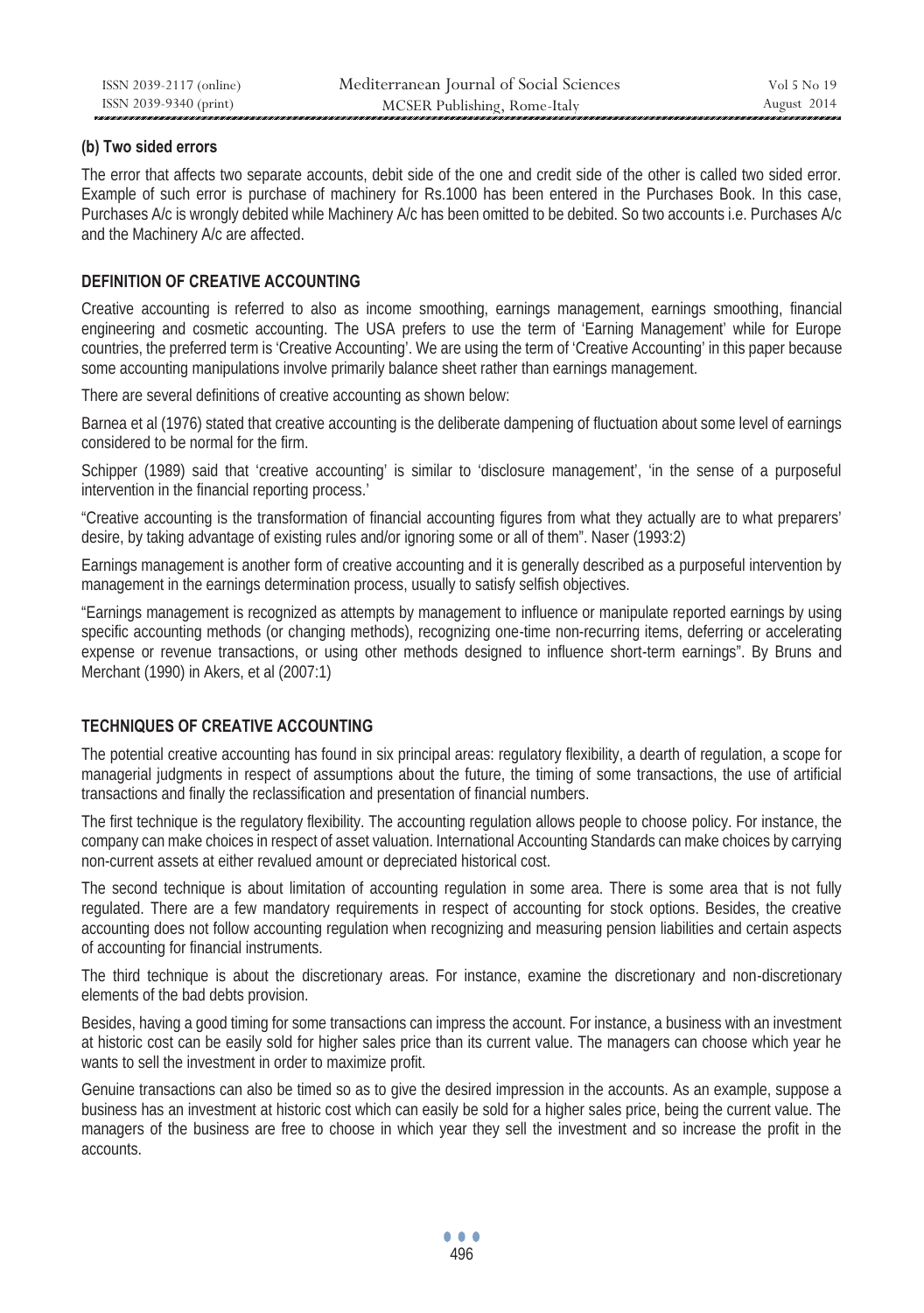#### (b) Two sided errors

The error that affects two separate accounts, debit side of the one and credit side of the other is called two sided error. Example of such error is purchase of machinery for Rs.1000 has been entered in the Purchases Book. In this case, Purchases A/c is wrongly debited while Machinery A/c has been omitted to be debited. So two accounts i.e. Purchases A/c and the Machinery A/c are affected.

## DEFINITION OF CREATIVE ACCOUNTING

Creative accounting is referred to also as income smoothing, earnings management, earnings smoothing, financial engineering and cosmetic accounting. The USA prefers to use the term of 'Earning Management' while for Europe countries, the preferred term is 'Creative Accounting'. We are using the term of 'Creative Accounting' in this paper because some accounting manipulations involve primarily balance sheet rather than earnings management.

There are several definitions of creative accounting as shown below:

Barnea et al (1976) stated that creative accounting is the deliberate dampening of fluctuation about some level of earnings considered to be normal for the firm.

Schipper (1989) said that 'creative accounting' is similar to 'disclosure management', 'in the sense of a purposeful intervention in the financial reporting process.'

"Creative accounting is the transformation of financial accounting figures from what they actually are to what preparers' desire, by taking advantage of existing rules and/or ignoring some or all of them". Naser (1993:2)

Earnings management is another form of creative accounting and it is generally described as a purposeful intervention by management in the earnings determination process, usually to satisfy selfish objectives.

"Earnings management is recognized as attempts by management to influence or manipulate reported earnings by using specific accounting methods (or changing methods), recognizing one-time non-recurring items, deferring or accelerating expense or revenue transactions, or using other methods designed to influence short-term earnings". By Bruns and Merchant (1990) in Akers, et al (2007:1)

## TECHNIQUES OF CREATIVE ACCOUNTING

The potential creative accounting has found in six principal areas: regulatory flexibility, a dearth of regulation, a scope for managerial judgments in respect of assumptions about the future, the timing of some transactions, the use of artificial transactions and finally the reclassification and presentation of financial numbers.

The first technique is the regulatory flexibility. The accounting regulation allows people to choose policy. For instance, the company can make choices in respect of asset valuation. International Accounting Standards can make choices by carrying non-current assets at either revalued amount or depreciated historical cost.

The second technique is about limitation of accounting regulation in some area. There is some area that is not fully regulated. There are a few mandatory requirements in respect of accounting for stock options. Besides, the creative accounting does not follow accounting regulation when recognizing and measuring pension liabilities and certain aspects of accounting for financial instruments.

The third technique is about the discretionary areas. For instance, examine the discretionary and non-discretionary elements of the bad debts provision.

Besides, having a good timing for some transactions can impress the account. For instance, a business with an investment at historic cost can be easily sold for higher sales price than its current value. The managers can choose which year he wants to sell the investment in order to maximize profit.

Genuine transactions can also be timed so as to give the desired impression in the accounts. As an example, suppose a business has an investment at historic cost which can easily be sold for a higher sales price, being the current value. The managers of the business are free to choose in which year they sell the investment and so increase the profit in the accounts.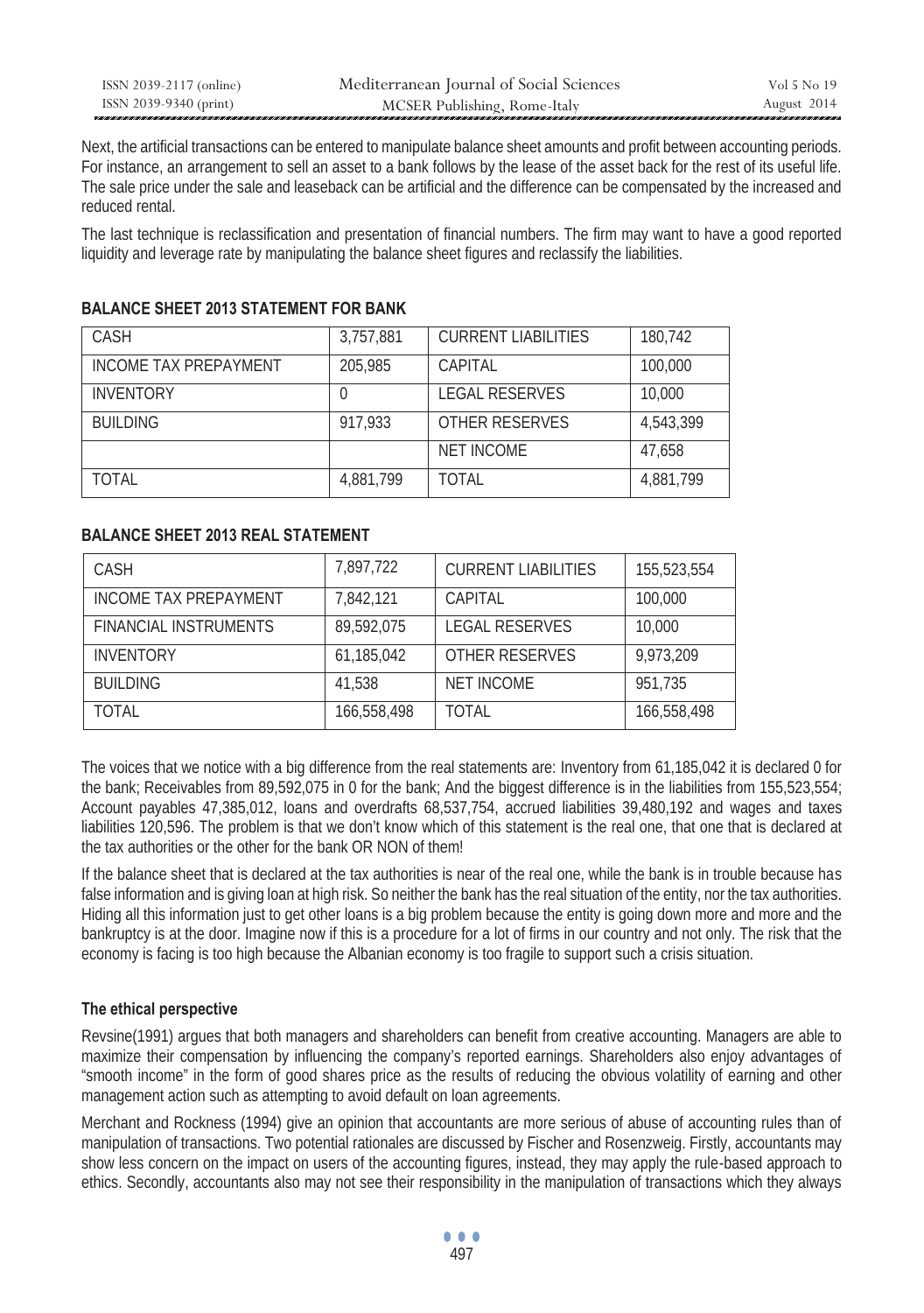Next, the artificial transactions can be entered to manipulate balance sheet amounts and profit between accounting periods. For instance, an arrangement to sell an asset to a bank follows by the lease of the asset back for the rest of its useful life. The sale price under the sale and leaseback can be artificial and the difference can be compensated by the increased and reduced rental.

The last technique is reclassification and presentation of financial numbers. The firm may want to have a good reported liquidity and leverage rate by manipulating the balance sheet figures and reclassify the liabilities.

**BALANCE SHEET 2013 STATEMENT FOR BANK**

| CASH | 3,757,881 | CURRENT LIABILITIES | 180,742 |
|---|---|---|---|
| INCOME TAX PREPAYMENT | 205,985 | CAPITAL | 100,000 |
| INVENTORY | 0 | LEGAL RESERVES | 10,000 |
| BUILDING | 917,933 | OTHER RESERVES | 4,543,399 |
| | | NET INCOME | 47,658 |
| TOTAL | 4,881,799 | TOTAL | 4,881,799 |

**BALANCE SHEET 2013 REAL STATEMENT**

| CASH | 7,897,722 | CURRENT LIABILITIES | 155,523,554 |
|---|---|---|---|
| INCOME TAX PREPAYMENT | 7,842,121 | CAPITAL | 100,000 |
| FINANCIAL INSTRUMENTS | 89,592,075 | LEGAL RESERVES | 10,000 |
| INVENTORY | 61,185,042 | OTHER RESERVES | 9,973,209 |
| BUILDING | 41,538 | NET INCOME | 951,735 |
| TOTAL | 166,558,498 | TOTAL | 166,558,498 |

The voices that we notice with a big difference from the real statements are: Inventory from 61,185,042 it is declared 0 for the bank; Receivables from 89,592,075 in 0 for the bank; And the biggest difference is in the liabilities from 155,523,554; Account payables 47,385,012, loans and overdrafts 68,537,754, accrued liabilities 39,480,192 and wages and taxes liabilities 120,596. The problem is that we don't know which of this statement is the real one, that one that is declared at the tax authorities or the other for the bank OR NON of them!

If the balance sheet that is declared at the tax authorities is near of the real one, while the bank is in trouble because has false information and is giving loan at high risk. So neither the bank has the real situation of the entity, nor the tax authorities. Hiding all this information just to get other loans is a big problem because the entity is going down more and more and the bankruptcy is at the door. Imagine now if this is a procedure for a lot of firms in our country and not only. The risk that the economy is facing is too high because the Albanian economy is too fragile to support such a crisis situation.

### The ethical perspective

Revsine(1991) argues that both managers and shareholders can benefit from creative accounting. Managers are able to maximize their compensation by influencing the company's reported earnings. Shareholders also enjoy advantages of "smooth income" in the form of good shares price as the results of reducing the obvious volatility of earning and other management action such as attempting to avoid default on loan agreements.

Merchant and Rockness (1994) give an opinion that accountants are more serious of abuse of accounting rules than of manipulation of transactions. Two potential rationales are discussed by Fischer and Rosenzweig. Firstly, accountants may show less concern on the impact on users of the accounting figures, instead, they may apply the rule-based approach to ethics. Secondly, accountants also may not see their responsibility in the manipulation of transactions which they always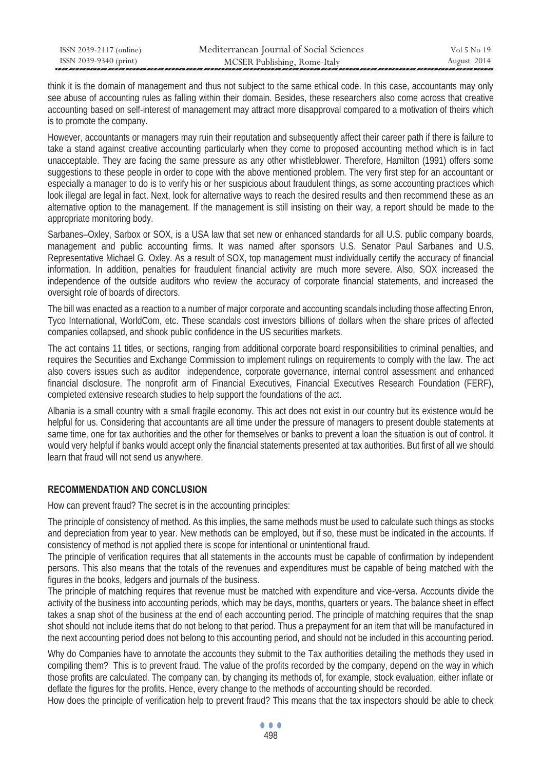think it is the domain of management and thus not subject to the same ethical code. In this case, accountants may only see abuse of accounting rules as falling within their domain. Besides, these researchers also come across that creative accounting based on self-interest of management may attract more disapproval compared to a motivation of theirs which is to promote the company.

However, accountants or managers may ruin their reputation and subsequently affect their career path if there is failure to take a stand against creative accounting particularly when they come to proposed accounting method which is in fact unacceptable. They are facing the same pressure as any other whistleblower. Therefore, Hamilton (1991) offers some suggestions to these people in order to cope with the above mentioned problem. The very first step for an accountant or especially a manager to do is to verify his or her suspicious about fraudulent things, as some accounting practices which look illegal are legal in fact. Next, look for alternative ways to reach the desired results and then recommend these as an alternative option to the management. If the management is still insisting on their way, a report should be made to the appropriate monitoring body.

Sarbanes–Oxley, Sarbox or SOX, is a USA law that set new or enhanced standards for all U.S. public company boards, management and public accounting firms. It was named after sponsors U.S. Senator Paul Sarbanes and U.S. Representative Michael G. Oxley. As a result of SOX, top management must individually certify the accuracy of financial information. In addition, penalties for fraudulent financial activity are much more severe. Also, SOX increased the independence of the outside auditors who review the accuracy of corporate financial statements, and increased the oversight role of boards of directors.

The bill was enacted as a reaction to a number of major corporate and accounting scandals including those affecting Enron, Tyco International, WorldCom, etc. These scandals cost investors billions of dollars when the share prices of affected companies collapsed, and shook public confidence in the US securities markets.

The act contains 11 titles, or sections, ranging from additional corporate board responsibilities to criminal penalties, and requires the Securities and Exchange Commission to implement rulings on requirements to comply with the law. The act also covers issues such as auditor independence, corporate governance, internal control assessment and enhanced financial disclosure. The nonprofit arm of Financial Executives, Financial Executives Research Foundation (FERF), completed extensive research studies to help support the foundations of the act.

Albania is a small country with a small fragile economy. This act does not exist in our country but its existence would be helpful for us. Considering that accountants are all time under the pressure of managers to present double statements at same time, one for tax authorities and the other for themselves or banks to prevent a loan the situation is out of control. It would very helpful if banks would accept only the financial statements presented at tax authorities. But first of all we should learn that fraud will not send us anywhere.

## RECOMMENDATION AND CONCLUSION

How can prevent fraud? The secret is in the accounting principles:

The principle of consistency of method. As this implies, the same methods must be used to calculate such things as stocks and depreciation from year to year. New methods can be employed, but if so, these must be indicated in the accounts. If consistency of method is not applied there is scope for intentional or unintentional fraud.

The principle of verification requires that all statements in the accounts must be capable of confirmation by independent persons. This also means that the totals of the revenues and expenditures must be capable of being matched with the figures in the books, ledgers and journals of the business.

The principle of matching requires that revenue must be matched with expenditure and vice-versa. Accounts divide the activity of the business into accounting periods, which may be days, months, quarters or years. The balance sheet in effect takes a snap shot of the business at the end of each accounting period. The principle of matching requires that the snap shot should not include items that do not belong to that period. Thus a prepayment for an item that will be manufactured in the next accounting period does not belong to this accounting period, and should not be included in this accounting period.

Why do Companies have to annotate the accounts they submit to the Tax authorities detailing the methods they used in compiling them? This is to prevent fraud. The value of the profits recorded by the company, depend on the way in which those profits are calculated. The company can, by changing its methods of, for example, stock evaluation, either inflate or deflate the figures for the profits. Hence, every change to the methods of accounting should be recorded.

How does the principle of verification help to prevent fraud? This means that the tax inspectors should be able to check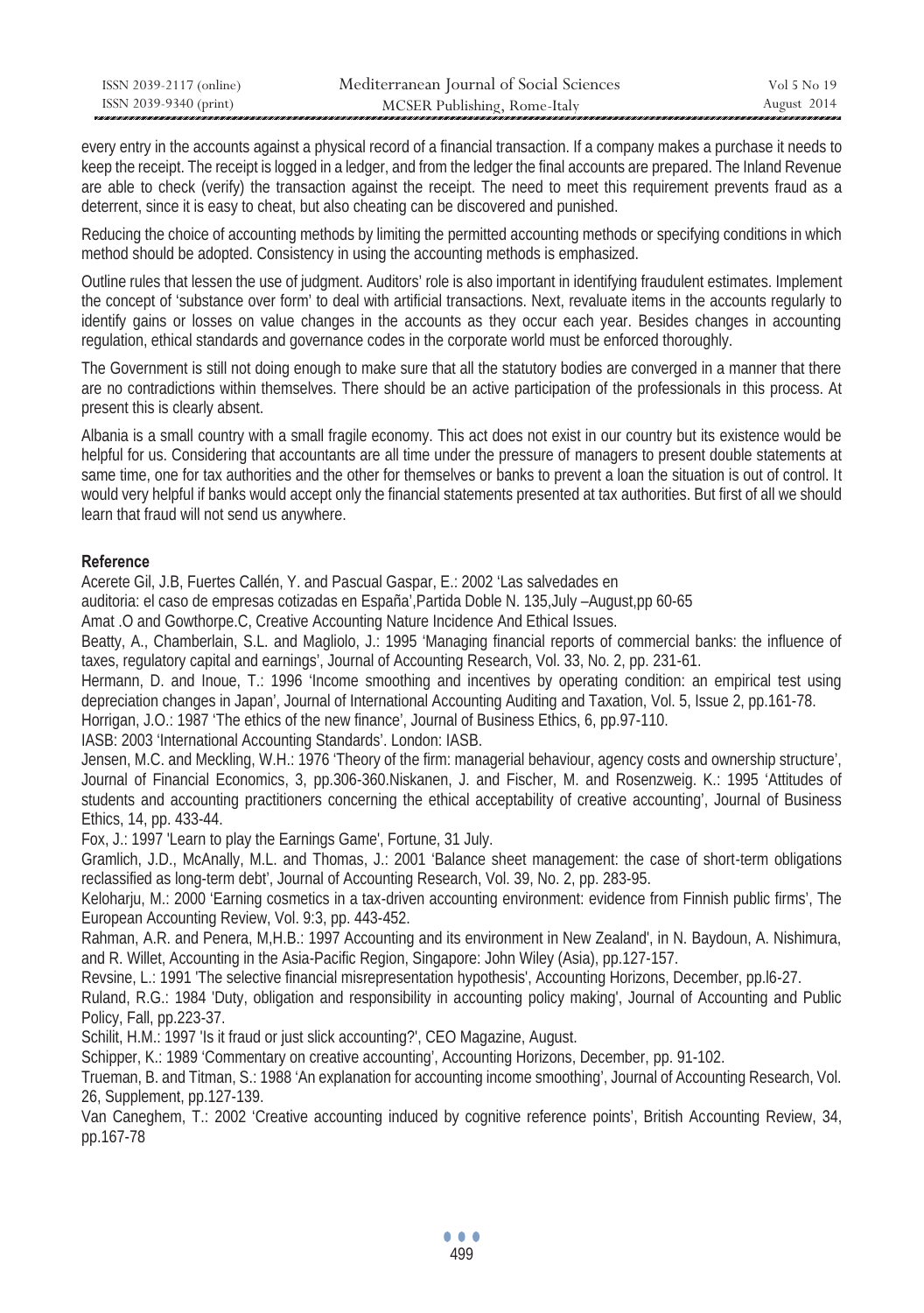every entry in the accounts against a physical record of a financial transaction. If a company makes a purchase it needs to keep the receipt. The receipt is logged in a ledger, and from the ledger the final accounts are prepared. The Inland Revenue are able to check (verify) the transaction against the receipt. The need to meet this requirement prevents fraud as a deterrent, since it is easy to cheat, but also cheating can be discovered and punished.

Reducing the choice of accounting methods by limiting the permitted accounting methods or specifying conditions in which method should be adopted. Consistency in using the accounting methods is emphasized.

Outline rules that lessen the use of judgment. Auditors' role is also important in identifying fraudulent estimates. Implement the concept of 'substance over form' to deal with artificial transactions. Next, revaluate items in the accounts regularly to identify gains or losses on value changes in the accounts as they occur each year. Besides changes in accounting regulation, ethical standards and governance codes in the corporate world must be enforced thoroughly.

The Government is still not doing enough to make sure that all the statutory bodies are converged in a manner that there are no contradictions within themselves. There should be an active participation of the professionals in this process. At present this is clearly absent.

Albania is a small country with a small fragile economy. This act does not exist in our country but its existence would be helpful for us. Considering that accountants are all time under the pressure of managers to present double statements at same time, one for tax authorities and the other for themselves or banks to prevent a loan the situation is out of control. It would very helpful if banks would accept only the financial statements presented at tax authorities. But first of all we should learn that fraud will not send us anywhere.

## Reference

Acerete Gil, J.B, Fuertes Callén, Y. and Pascual Gaspar, E.: 2002 'Las salvedades en auditoria: el caso de empresas cotizadas en España',Partida Doble N. 135,July –August,pp 60-65

Amat .O and Gowthorpe.C, Creative Accounting Nature Incidence And Ethical Issues.

Beatty, A., Chamberlain, S.L. and Magliolo, J.: 1995 'Managing financial reports of commercial banks: the influence of taxes, regulatory capital and earnings', Journal of Accounting Research, Vol. 33, No. 2, pp. 231-61.

Hermann, D. and Inoue, T.: 1996 'Income smoothing and incentives by operating condition: an empirical test using depreciation changes in Japan', Journal of International Accounting Auditing and Taxation, Vol. 5, Issue 2, pp.161-78.

Horrigan, J.O.: 1987 'The ethics of the new finance', Journal of Business Ethics, 6, pp.97-110.

IASB: 2003 'International Accounting Standards'. London: IASB.

Jensen, M.C. and Meckling, W.H.: 1976 'Theory of the firm: managerial behaviour, agency costs and ownership structure', Journal of Financial Economics, 3, pp.306-360.Niskanen, J. and Fischer, M. and Rosenzweig. K.: 1995 'Attitudes of students and accounting practitioners concerning the ethical acceptability of creative accounting', Journal of Business Ethics, 14, pp. 433-44.

Fox, J.: 1997 'Learn to play the Earnings Game', Fortune, 31 July.

Gramlich, J.D., McAnally, M.L. and Thomas, J.: 2001 'Balance sheet management: the case of short-term obligations reclassified as long-term debt', Journal of Accounting Research, Vol. 39, No. 2, pp. 283-95.

Keloharju, M.: 2000 'Earning cosmetics in a tax-driven accounting environment: evidence from Finnish public firms', The European Accounting Review, Vol. 9:3, pp. 443-452.

Rahman, A.R. and Penera, M,H.B.: 1997 Accounting and its environment in New Zealand', in N. Baydoun, A. Nishimura, and R. Willet, Accounting in the Asia-Pacific Region, Singapore: John Wiley (Asia), pp.127-157.

Revsine, L.: 1991 'The selective financial misrepresentation hypothesis', Accounting Horizons, December, pp.l6-27.

Ruland, R.G.: 1984 'Duty, obligation and responsibility in accounting policy making', Journal of Accounting and Public Policy, Fall, pp.223-37.

Schilit, H.M.: 1997 'Is it fraud or just slick accounting?', CEO Magazine, August.

Schipper, K.: 1989 'Commentary on creative accounting', Accounting Horizons, December, pp. 91-102.

Trueman, B. and Titman, S.: 1988 'An explanation for accounting income smoothing', Journal of Accounting Research, Vol. 26, Supplement, pp.127-139.

Van Caneghem, T.: 2002 'Creative accounting induced by cognitive reference points', British Accounting Review, 34, pp.167-78